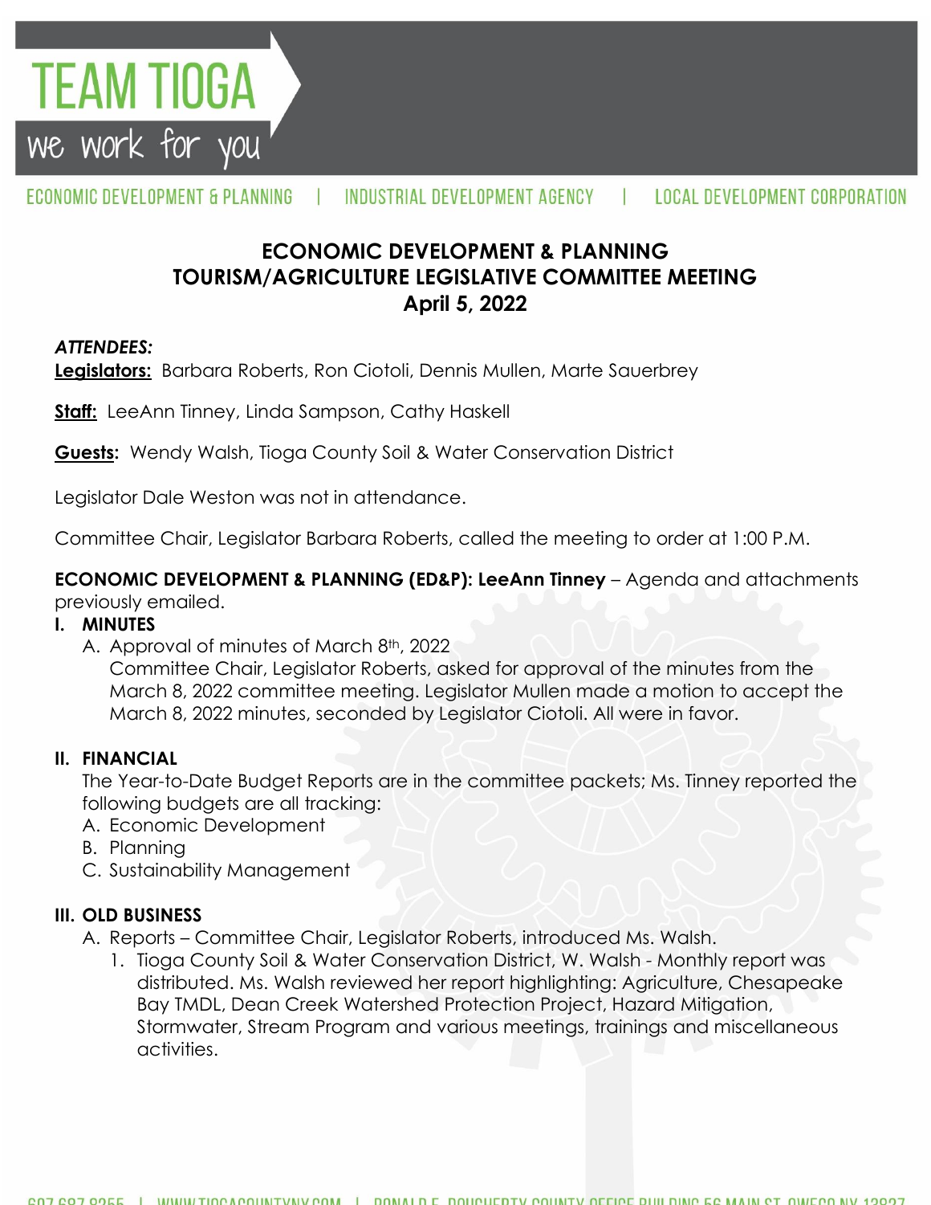# TEAM TIOGA

we work for you

ECONOMIC DEVELOPMENT & PLANNING | INDUSTRIAL DEVELOPMENT AGENCY | LOCAL DEVELOPMENT CORPORATION

## ECONOMIC DEVELOPMENT & PLANNING
## TOURISM/AGRICULTURE LEGISLATIVE COMMITTEE MEETING
## April 5, 2022

***ATTENDEES:***

**Legislators:** Barbara Roberts, Ron Ciotoli, Dennis Mullen, Marte Sauerbrey

**Staff:** LeeAnn Tinney, Linda Sampson, Cathy Haskell

**Guests:** Wendy Walsh, Tioga County Soil & Water Conservation District

Legislator Dale Weston was not in attendance.

Committee Chair, Legislator Barbara Roberts, called the meeting to order at 1:00 P.M.

**ECONOMIC DEVELOPMENT & PLANNING (ED&P): LeeAnn Tinney** – Agenda and attachments previously emailed.

**I. MINUTES**

A. Approval of minutes of March 8th, 2022
Committee Chair, Legislator Roberts, asked for approval of the minutes from the March 8, 2022 committee meeting. Legislator Mullen made a motion to accept the March 8, 2022 minutes, seconded by Legislator Ciotoli. All were in favor.

**II. FINANCIAL**

The Year-to-Date Budget Reports are in the committee packets; Ms. Tinney reported the following budgets are all tracking:

A. Economic Development
B. Planning
C. Sustainability Management

**III. OLD BUSINESS**

A. Reports – Committee Chair, Legislator Roberts, introduced Ms. Walsh.

1. Tioga County Soil & Water Conservation District, W. Walsh - Monthly report was distributed. Ms. Walsh reviewed her report highlighting: Agriculture, Chesapeake Bay TMDL, Dean Creek Watershed Protection Project, Hazard Mitigation, Stormwater, Stream Program and various meetings, trainings and miscellaneous activities.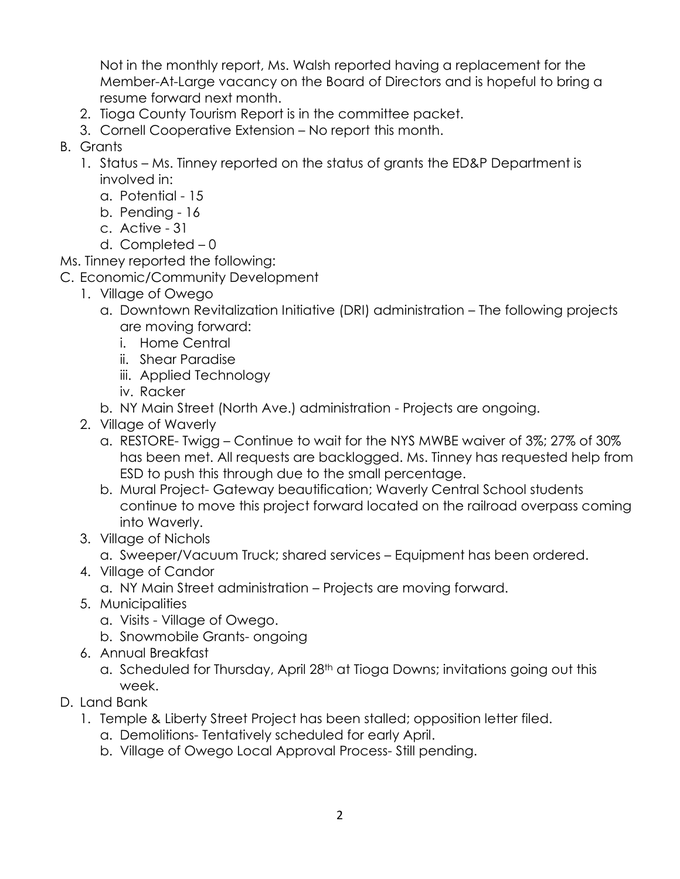Not in the monthly report, Ms. Walsh reported having a replacement for the Member-At-Large vacancy on the Board of Directors and is hopeful to bring a resume forward next month.

2. Tioga County Tourism Report is in the committee packet.
3. Cornell Cooperative Extension – No report this month.

B. Grants
   1. Status – Ms. Tinney reported on the status of grants the ED&P Department is involved in:
      a. Potential - 15
      b. Pending - 16
      c. Active - 31
      d. Completed – 0

Ms. Tinney reported the following:

C. Economic/Community Development
   1. Village of Owego
      a. Downtown Revitalization Initiative (DRI) administration – The following projects are moving forward:
         i. Home Central
         ii. Shear Paradise
         iii. Applied Technology
         iv. Racker
      b. NY Main Street (North Ave.) administration - Projects are ongoing.
   2. Village of Waverly
      a. RESTORE- Twigg – Continue to wait for the NYS MWBE waiver of 3%; 27% of 30% has been met. All requests are backlogged. Ms. Tinney has requested help from ESD to push this through due to the small percentage.
      b. Mural Project- Gateway beautification; Waverly Central School students continue to move this project forward located on the railroad overpass coming into Waverly.
   3. Village of Nichols
      a. Sweeper/Vacuum Truck; shared services – Equipment has been ordered.
   4. Village of Candor
      a. NY Main Street administration – Projects are moving forward.
   5. Municipalities
      a. Visits - Village of Owego.
      b. Snowmobile Grants- ongoing
   6. Annual Breakfast
      a. Scheduled for Thursday, April 28th at Tioga Downs; invitations going out this week.

D. Land Bank
   1. Temple & Liberty Street Project has been stalled; opposition letter filed.
      a. Demolitions- Tentatively scheduled for early April.
      b. Village of Owego Local Approval Process- Still pending.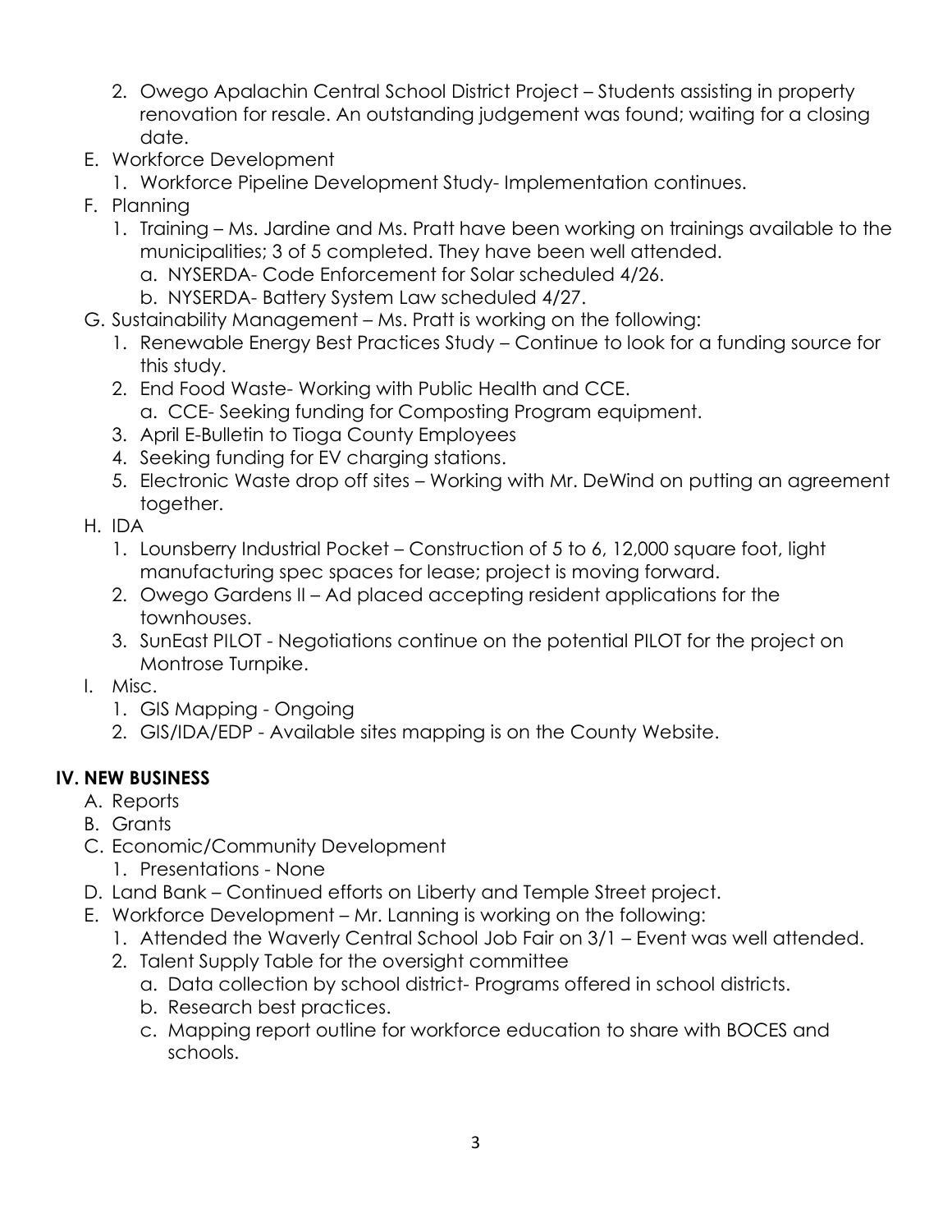2. Owego Apalachin Central School District Project – Students assisting in property renovation for resale. An outstanding judgement was found; waiting for a closing date.

E. Workforce Development
   1. Workforce Pipeline Development Study- Implementation continues.

F. Planning
   1. Training – Ms. Jardine and Ms. Pratt have been working on trainings available to the municipalities; 3 of 5 completed. They have been well attended.
      a. NYSERDA- Code Enforcement for Solar scheduled 4/26.
      b. NYSERDA- Battery System Law scheduled 4/27.

G. Sustainability Management – Ms. Pratt is working on the following:
   1. Renewable Energy Best Practices Study – Continue to look for a funding source for this study.
   2. End Food Waste- Working with Public Health and CCE.
      a. CCE- Seeking funding for Composting Program equipment.
   3. April E-Bulletin to Tioga County Employees
   4. Seeking funding for EV charging stations.
   5. Electronic Waste drop off sites – Working with Mr. DeWind on putting an agreement together.

H. IDA
   1. Lounsberry Industrial Pocket – Construction of 5 to 6, 12,000 square foot, light manufacturing spec spaces for lease; project is moving forward.
   2. Owego Gardens II – Ad placed accepting resident applications for the townhouses.
   3. SunEast PILOT - Negotiations continue on the potential PILOT for the project on Montrose Turnpike.

I. Misc.
   1. GIS Mapping - Ongoing
   2. GIS/IDA/EDP - Available sites mapping is on the County Website.

## IV. NEW BUSINESS

A. Reports

B. Grants

C. Economic/Community Development
   1. Presentations - None

D. Land Bank – Continued efforts on Liberty and Temple Street project.

E. Workforce Development – Mr. Lanning is working on the following:
   1. Attended the Waverly Central School Job Fair on 3/1 – Event was well attended.
   2. Talent Supply Table for the oversight committee
      a. Data collection by school district- Programs offered in school districts.
      b. Research best practices.
      c. Mapping report outline for workforce education to share with BOCES and schools.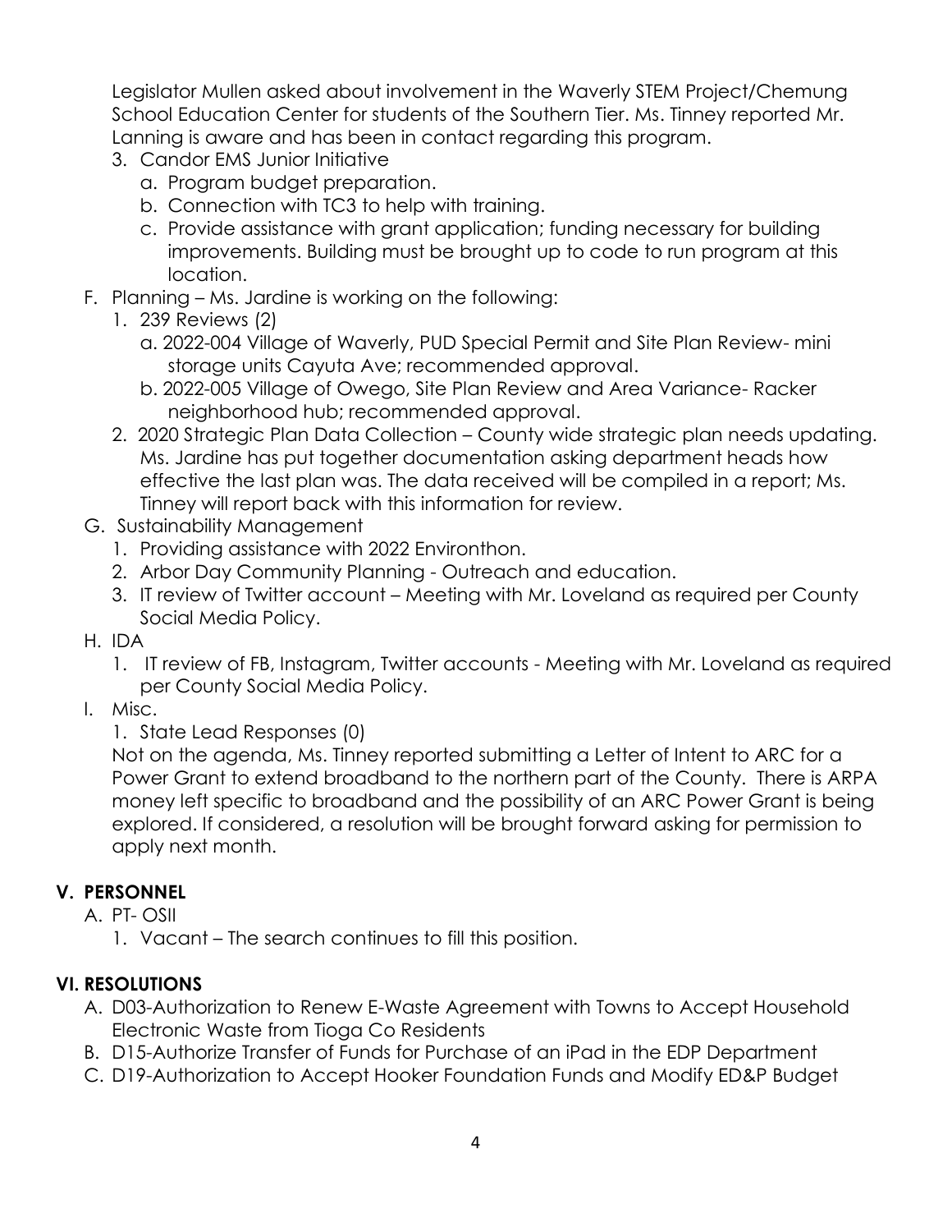Legislator Mullen asked about involvement in the Waverly STEM Project/Chemung School Education Center for students of the Southern Tier. Ms. Tinney reported Mr. Lanning is aware and has been in contact regarding this program.

3. Candor EMS Junior Initiative
   a. Program budget preparation.
   b. Connection with TC3 to help with training.
   c. Provide assistance with grant application; funding necessary for building improvements. Building must be brought up to code to run program at this location.

F. Planning – Ms. Jardine is working on the following:
   1. 239 Reviews (2)
      a. 2022-004 Village of Waverly, PUD Special Permit and Site Plan Review- mini storage units Cayuta Ave; recommended approval.
      b. 2022-005 Village of Owego, Site Plan Review and Area Variance- Racker neighborhood hub; recommended approval.
   2. 2020 Strategic Plan Data Collection – County wide strategic plan needs updating. Ms. Jardine has put together documentation asking department heads how effective the last plan was. The data received will be compiled in a report; Ms. Tinney will report back with this information for review.

G. Sustainability Management
   1. Providing assistance with 2022 Environthon.
   2. Arbor Day Community Planning - Outreach and education.
   3. IT review of Twitter account – Meeting with Mr. Loveland as required per County Social Media Policy.

H. IDA
   1. IT review of FB, Instagram, Twitter accounts - Meeting with Mr. Loveland as required per County Social Media Policy.

I. Misc.
   1. State Lead Responses (0)

   Not on the agenda, Ms. Tinney reported submitting a Letter of Intent to ARC for a Power Grant to extend broadband to the northern part of the County. There is ARPA money left specific to broadband and the possibility of an ARC Power Grant is being explored. If considered, a resolution will be brought forward asking for permission to apply next month.

## V. PERSONNEL

A. PT- OSII
   1. Vacant – The search continues to fill this position.

## VI. RESOLUTIONS

A. D03-Authorization to Renew E-Waste Agreement with Towns to Accept Household Electronic Waste from Tioga Co Residents
B. D15-Authorize Transfer of Funds for Purchase of an iPad in the EDP Department
C. D19-Authorization to Accept Hooker Foundation Funds and Modify ED&P Budget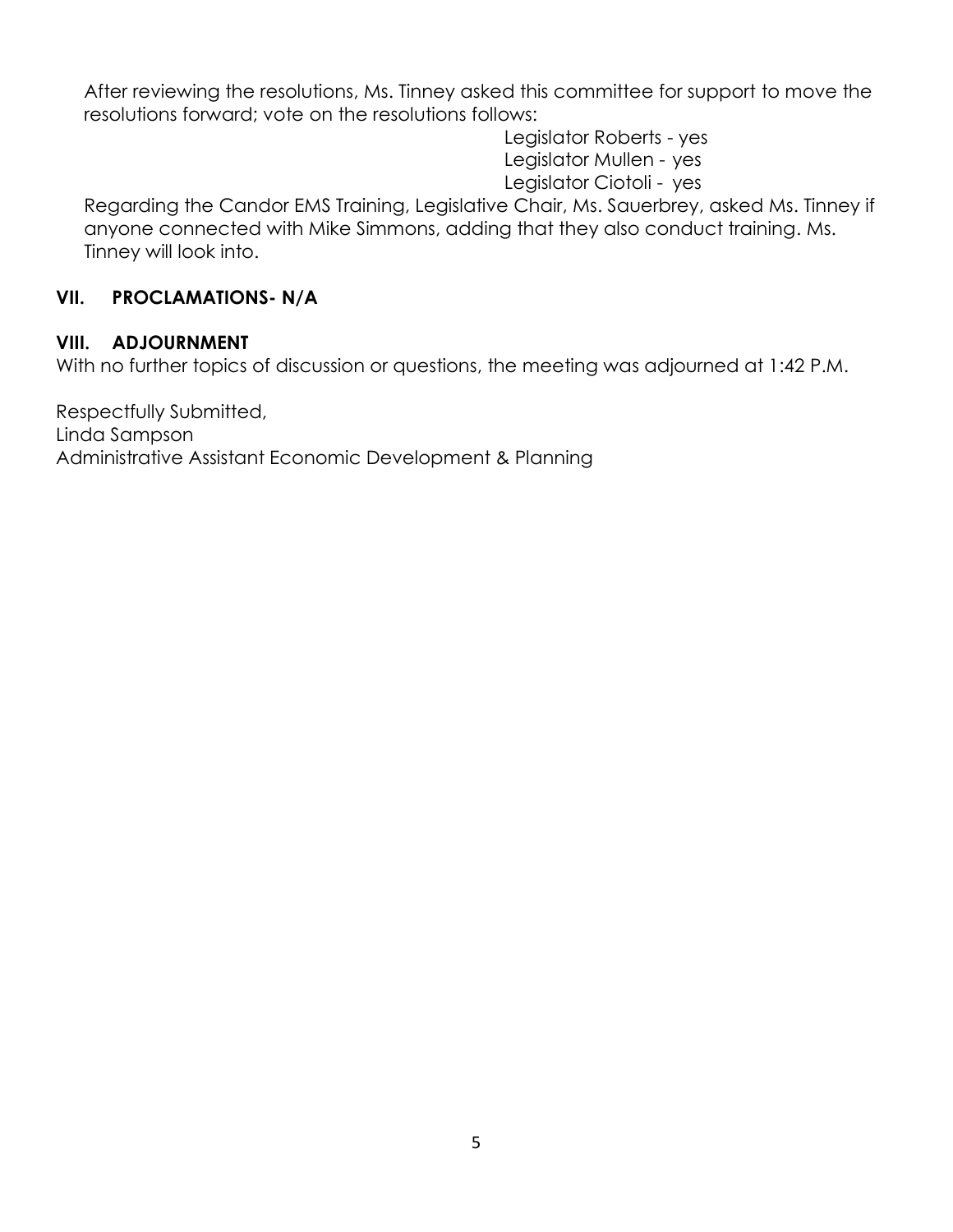After reviewing the resolutions, Ms. Tinney asked this committee for support to move the resolutions forward; vote on the resolutions follows:

Legislator Roberts - yes
Legislator Mullen - yes
Legislator Ciotoli - yes

Regarding the Candor EMS Training, Legislative Chair, Ms. Sauerbrey, asked Ms. Tinney if anyone connected with Mike Simmons, adding that they also conduct training. Ms. Tinney will look into.

## VII. PROCLAMATIONS- N/A

## VIII. ADJOURNMENT

With no further topics of discussion or questions, the meeting was adjourned at 1:42 P.M.

Respectfully Submitted,
Linda Sampson
Administrative Assistant Economic Development & Planning